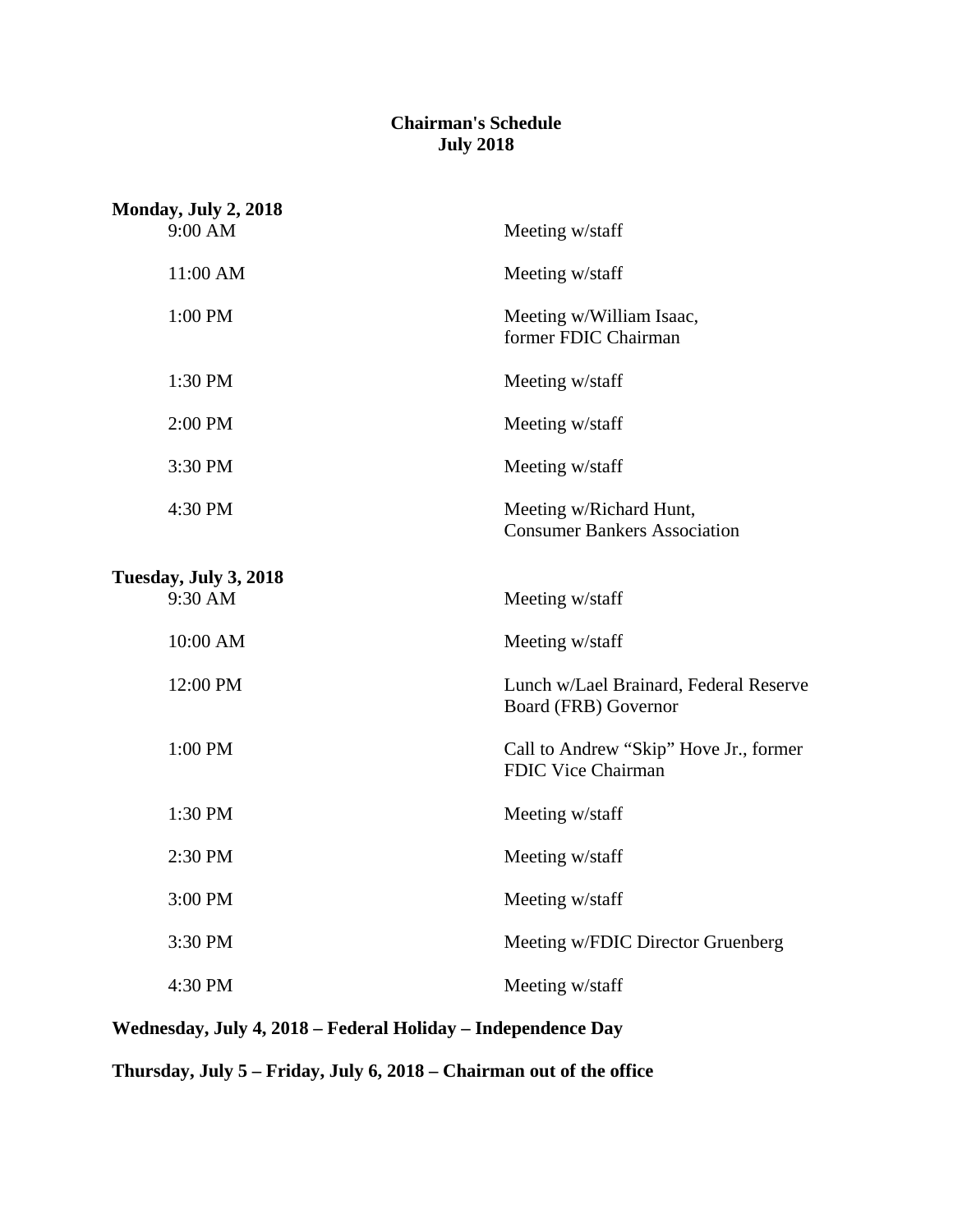# Chairman's Schedule
## July 2018

**Monday, July 2, 2018**

| | |
|---|---|
| 9:00 AM | Meeting w/staff |
| 11:00 AM | Meeting w/staff |
| 1:00 PM | Meeting w/William Isaac, former FDIC Chairman |
| 1:30 PM | Meeting w/staff |
| 2:00 PM | Meeting w/staff |
| 3:30 PM | Meeting w/staff |
| 4:30 PM | Meeting w/Richard Hunt, Consumer Bankers Association |

**Tuesday, July 3, 2018**

| | |
|---|---|
| 9:30 AM | Meeting w/staff |
| 10:00 AM | Meeting w/staff |
| 12:00 PM | Lunch w/Lael Brainard, Federal Reserve Board (FRB) Governor |
| 1:00 PM | Call to Andrew "Skip" Hove Jr., former FDIC Vice Chairman |
| 1:30 PM | Meeting w/staff |
| 2:30 PM | Meeting w/staff |
| 3:00 PM | Meeting w/staff |
| 3:30 PM | Meeting w/FDIC Director Gruenberg |
| 4:30 PM | Meeting w/staff |

**Wednesday, July 4, 2018 – Federal Holiday – Independence Day**

**Thursday, July 5 – Friday, July 6, 2018 – Chairman out of the office**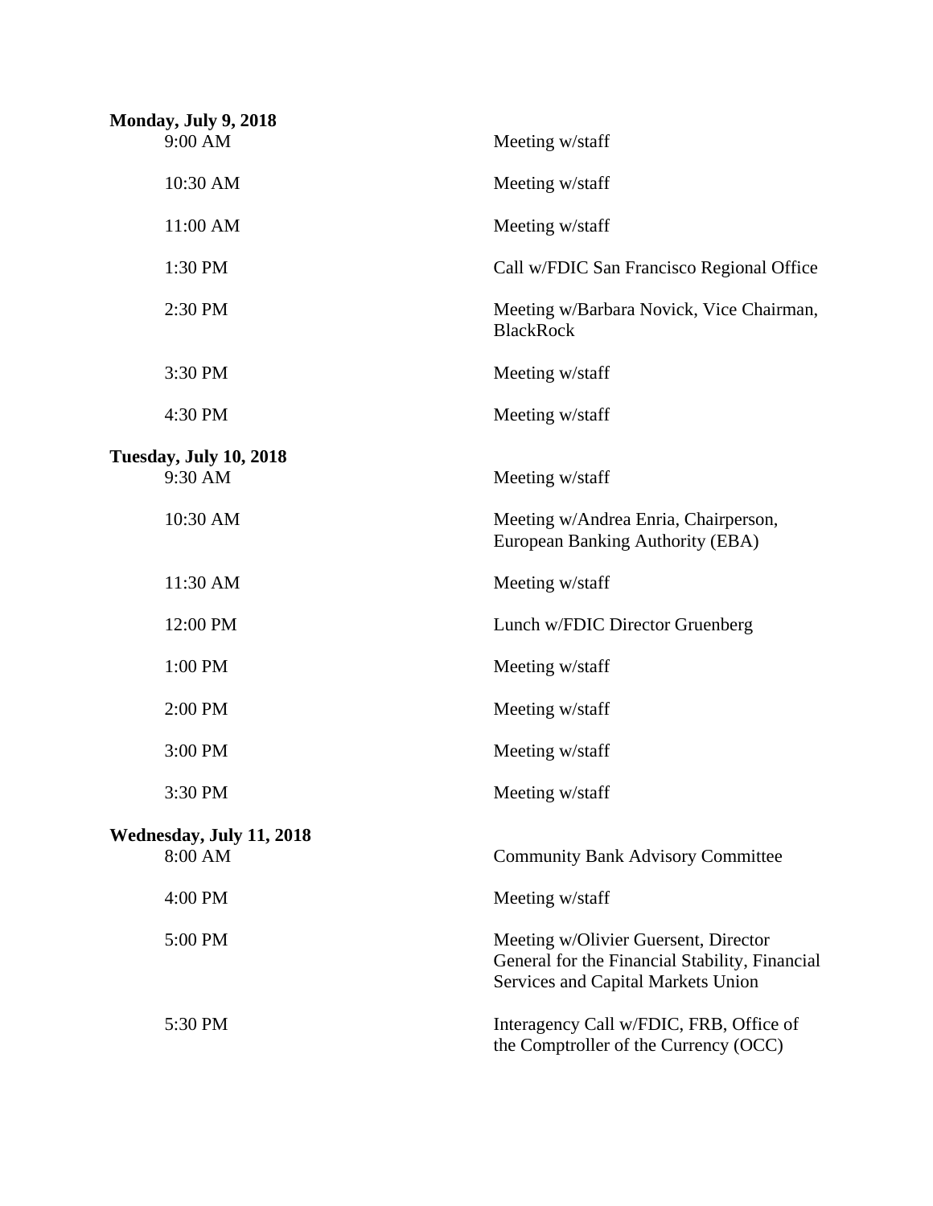**Monday, July 9, 2018**

| | |
|---|---|
| 9:00 AM | Meeting w/staff |
| 10:30 AM | Meeting w/staff |
| 11:00 AM | Meeting w/staff |
| 1:30 PM | Call w/FDIC San Francisco Regional Office |
| 2:30 PM | Meeting w/Barbara Novick, Vice Chairman, BlackRock |
| 3:30 PM | Meeting w/staff |
| 4:30 PM | Meeting w/staff |

**Tuesday, July 10, 2018**

| | |
|---|---|
| 9:30 AM | Meeting w/staff |
| 10:30 AM | Meeting w/Andrea Enria, Chairperson, European Banking Authority (EBA) |
| 11:30 AM | Meeting w/staff |
| 12:00 PM | Lunch w/FDIC Director Gruenberg |
| 1:00 PM | Meeting w/staff |
| 2:00 PM | Meeting w/staff |
| 3:00 PM | Meeting w/staff |
| 3:30 PM | Meeting w/staff |

**Wednesday, July 11, 2018**

| | |
|---|---|
| 8:00 AM | Community Bank Advisory Committee |
| 4:00 PM | Meeting w/staff |
| 5:00 PM | Meeting w/Olivier Guersent, Director General for the Financial Stability, Financial Services and Capital Markets Union |
| 5:30 PM | Interagency Call w/FDIC, FRB, Office of the Comptroller of the Currency (OCC) |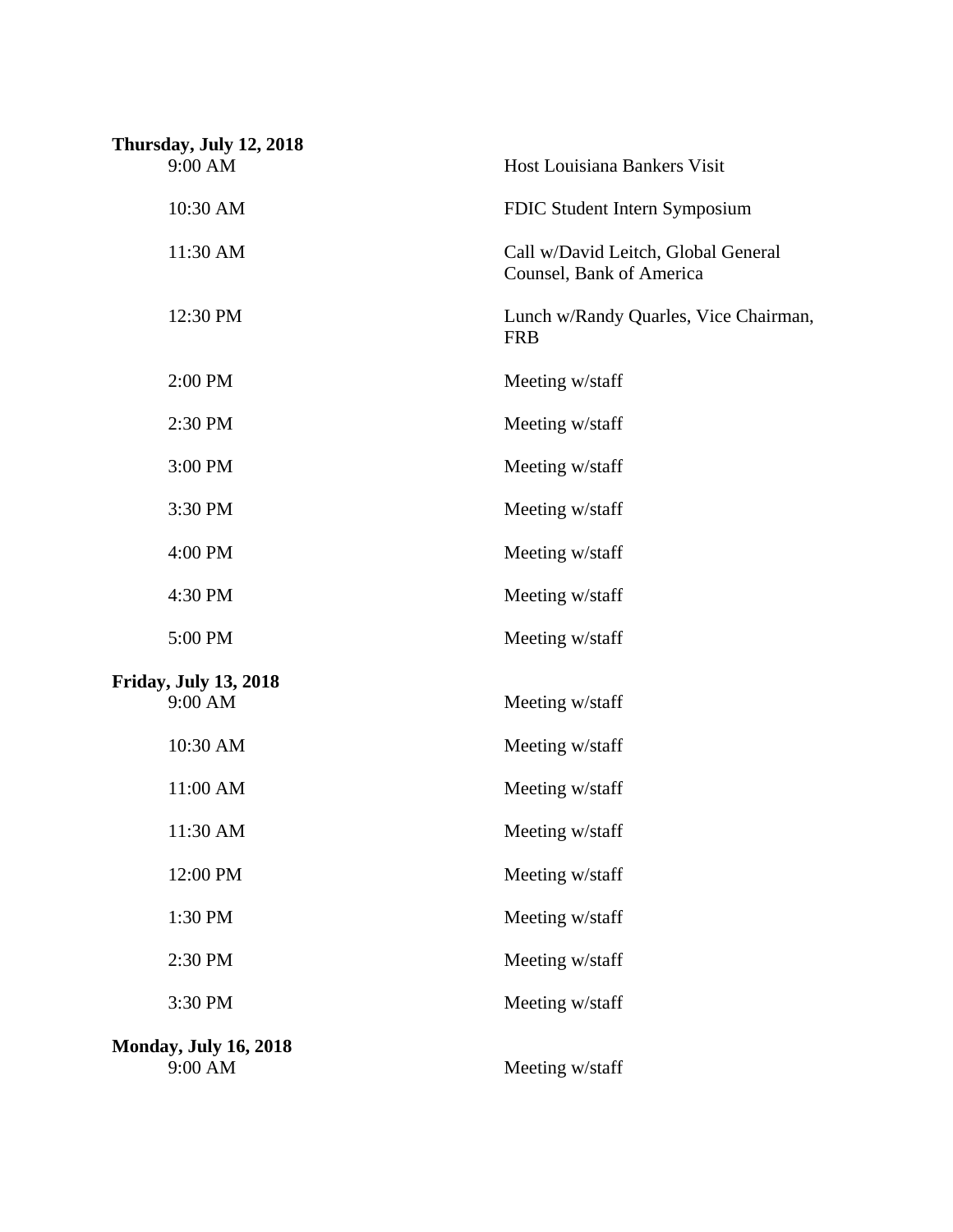**Thursday, July 12, 2018**

| | |
|---|---|
| 9:00 AM | Host Louisiana Bankers Visit |
| 10:30 AM | FDIC Student Intern Symposium |
| 11:30 AM | Call w/David Leitch, Global General Counsel, Bank of America |
| 12:30 PM | Lunch w/Randy Quarles, Vice Chairman, FRB |
| 2:00 PM | Meeting w/staff |
| 2:30 PM | Meeting w/staff |
| 3:00 PM | Meeting w/staff |
| 3:30 PM | Meeting w/staff |
| 4:00 PM | Meeting w/staff |
| 4:30 PM | Meeting w/staff |
| 5:00 PM | Meeting w/staff |

**Friday, July 13, 2018**

| | |
|---|---|
| 9:00 AM | Meeting w/staff |
| 10:30 AM | Meeting w/staff |
| 11:00 AM | Meeting w/staff |
| 11:30 AM | Meeting w/staff |
| 12:00 PM | Meeting w/staff |
| 1:30 PM | Meeting w/staff |
| 2:30 PM | Meeting w/staff |
| 3:30 PM | Meeting w/staff |

**Monday, July 16, 2018**

| | |
|---|---|
| 9:00 AM | Meeting w/staff |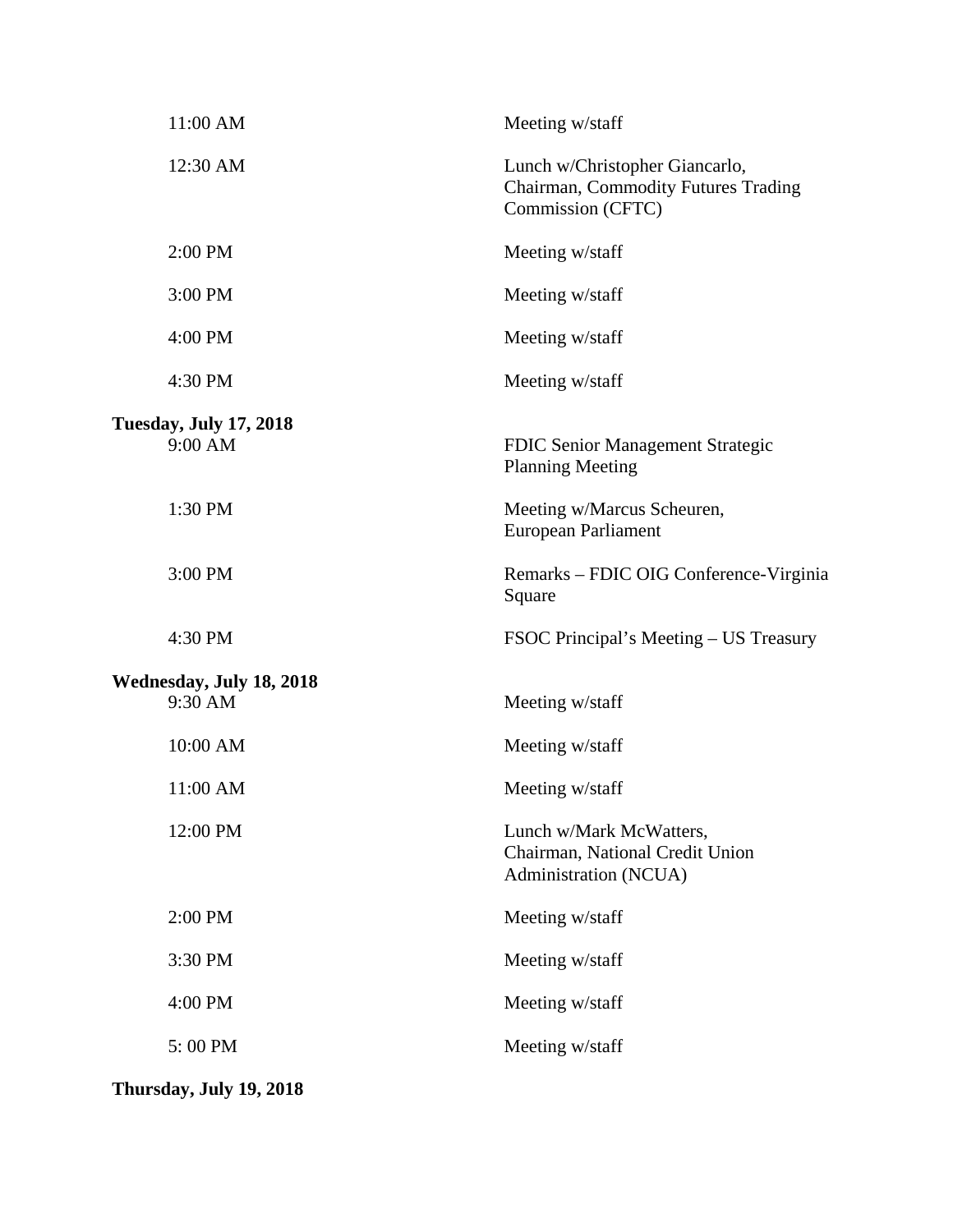| | |
|---|---|
| 11:00 AM | Meeting w/staff |
| 12:30 AM | Lunch w/Christopher Giancarlo, Chairman, Commodity Futures Trading Commission (CFTC) |
| 2:00 PM | Meeting w/staff |
| 3:00 PM | Meeting w/staff |
| 4:00 PM | Meeting w/staff |
| 4:30 PM | Meeting w/staff |

**Tuesday, July 17, 2018**

| | |
|---|---|
| 9:00 AM | FDIC Senior Management Strategic Planning Meeting |
| 1:30 PM | Meeting w/Marcus Scheuren, European Parliament |
| 3:00 PM | Remarks – FDIC OIG Conference-Virginia Square |
| 4:30 PM | FSOC Principal's Meeting – US Treasury |

**Wednesday, July 18, 2018**

| | |
|---|---|
| 9:30 AM | Meeting w/staff |
| 10:00 AM | Meeting w/staff |
| 11:00 AM | Meeting w/staff |
| 12:00 PM | Lunch w/Mark McWatters, Chairman, National Credit Union Administration (NCUA) |
| 2:00 PM | Meeting w/staff |
| 3:30 PM | Meeting w/staff |
| 4:00 PM | Meeting w/staff |
| 5: 00 PM | Meeting w/staff |

**Thursday, July 19, 2018**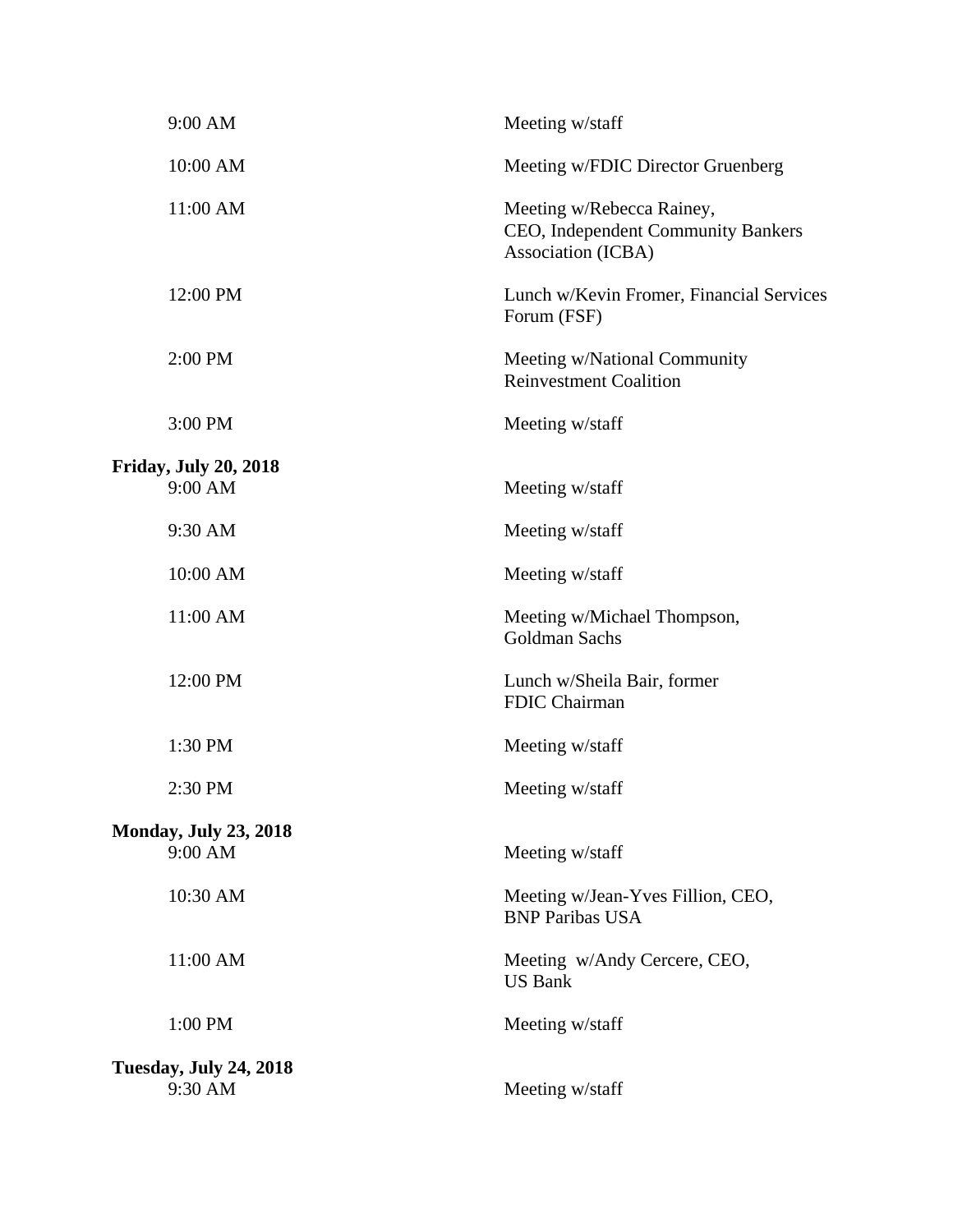| | |
|---|---|
| 9:00 AM | Meeting w/staff |
| 10:00 AM | Meeting w/FDIC Director Gruenberg |
| 11:00 AM | Meeting w/Rebecca Rainey, CEO, Independent Community Bankers Association (ICBA) |
| 12:00 PM | Lunch w/Kevin Fromer, Financial Services Forum (FSF) |
| 2:00 PM | Meeting w/National Community Reinvestment Coalition |
| 3:00 PM | Meeting w/staff |

**Friday, July 20, 2018**

| | |
|---|---|
| 9:00 AM | Meeting w/staff |
| 9:30 AM | Meeting w/staff |
| 10:00 AM | Meeting w/staff |
| 11:00 AM | Meeting w/Michael Thompson, Goldman Sachs |
| 12:00 PM | Lunch w/Sheila Bair, former FDIC Chairman |
| 1:30 PM | Meeting w/staff |
| 2:30 PM | Meeting w/staff |

**Monday, July 23, 2018**

| | |
|---|---|
| 9:00 AM | Meeting w/staff |
| 10:30 AM | Meeting w/Jean-Yves Fillion, CEO, BNP Paribas USA |
| 11:00 AM | Meeting w/Andy Cercere, CEO, US Bank |
| 1:00 PM | Meeting w/staff |

**Tuesday, July 24, 2018**

| | |
|---|---|
| 9:30 AM | Meeting w/staff |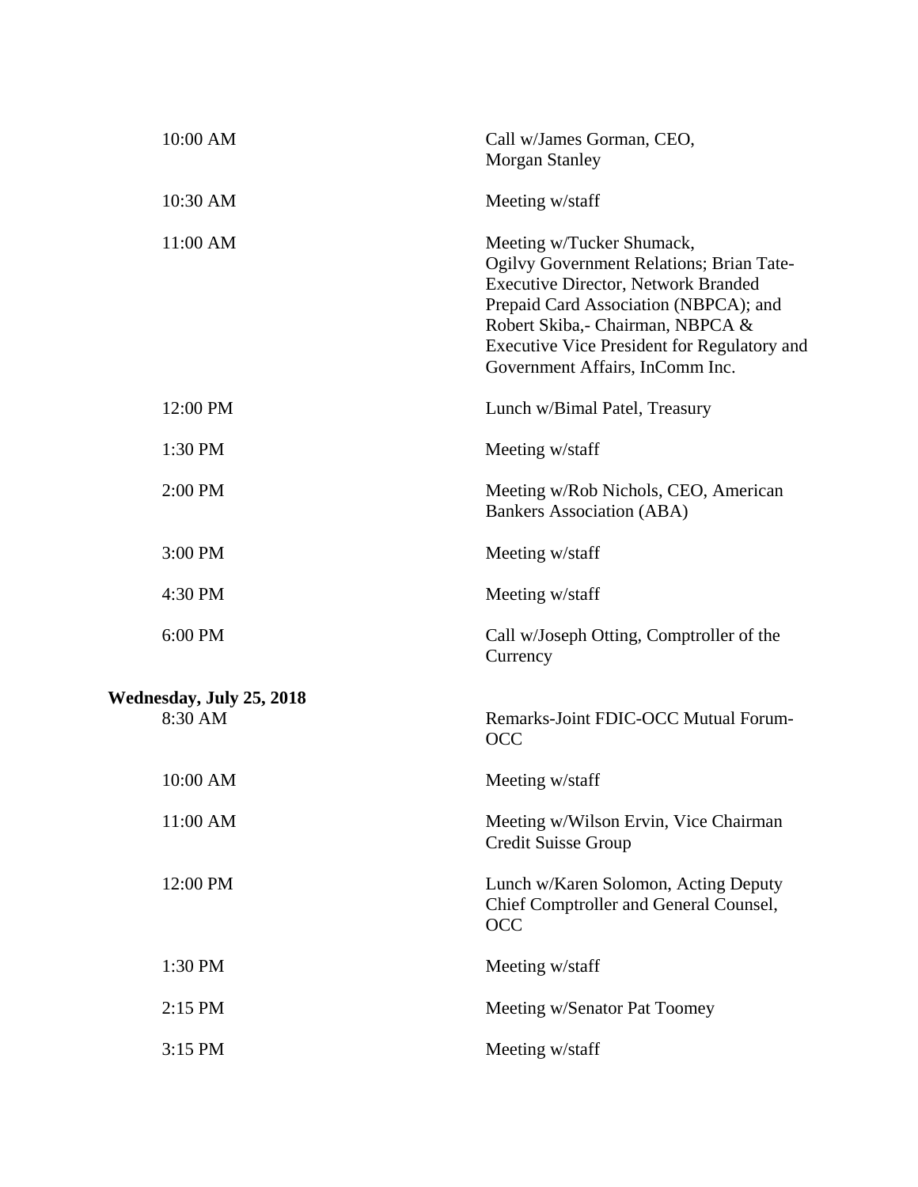| | |
|---|---|
| 10:00 AM | Call w/James Gorman, CEO, Morgan Stanley |
| 10:30 AM | Meeting w/staff |
| 11:00 AM | Meeting w/Tucker Shumack, Ogilvy Government Relations; Brian Tate-Executive Director, Network Branded Prepaid Card Association (NBPCA); and Robert Skiba,- Chairman, NBPCA & Executive Vice President for Regulatory and Government Affairs, InComm Inc. |
| 12:00 PM | Lunch w/Bimal Patel, Treasury |
| 1:30 PM | Meeting w/staff |
| 2:00 PM | Meeting w/Rob Nichols, CEO, American Bankers Association (ABA) |
| 3:00 PM | Meeting w/staff |
| 4:30 PM | Meeting w/staff |
| 6:00 PM | Call w/Joseph Otting, Comptroller of the Currency |

**Wednesday, July 25, 2018**

| | |
|---|---|
| 8:30 AM | Remarks-Joint FDIC-OCC Mutual Forum-OCC |
| 10:00 AM | Meeting w/staff |
| 11:00 AM | Meeting w/Wilson Ervin, Vice Chairman Credit Suisse Group |
| 12:00 PM | Lunch w/Karen Solomon, Acting Deputy Chief Comptroller and General Counsel, OCC |
| 1:30 PM | Meeting w/staff |
| 2:15 PM | Meeting w/Senator Pat Toomey |
| 3:15 PM | Meeting w/staff |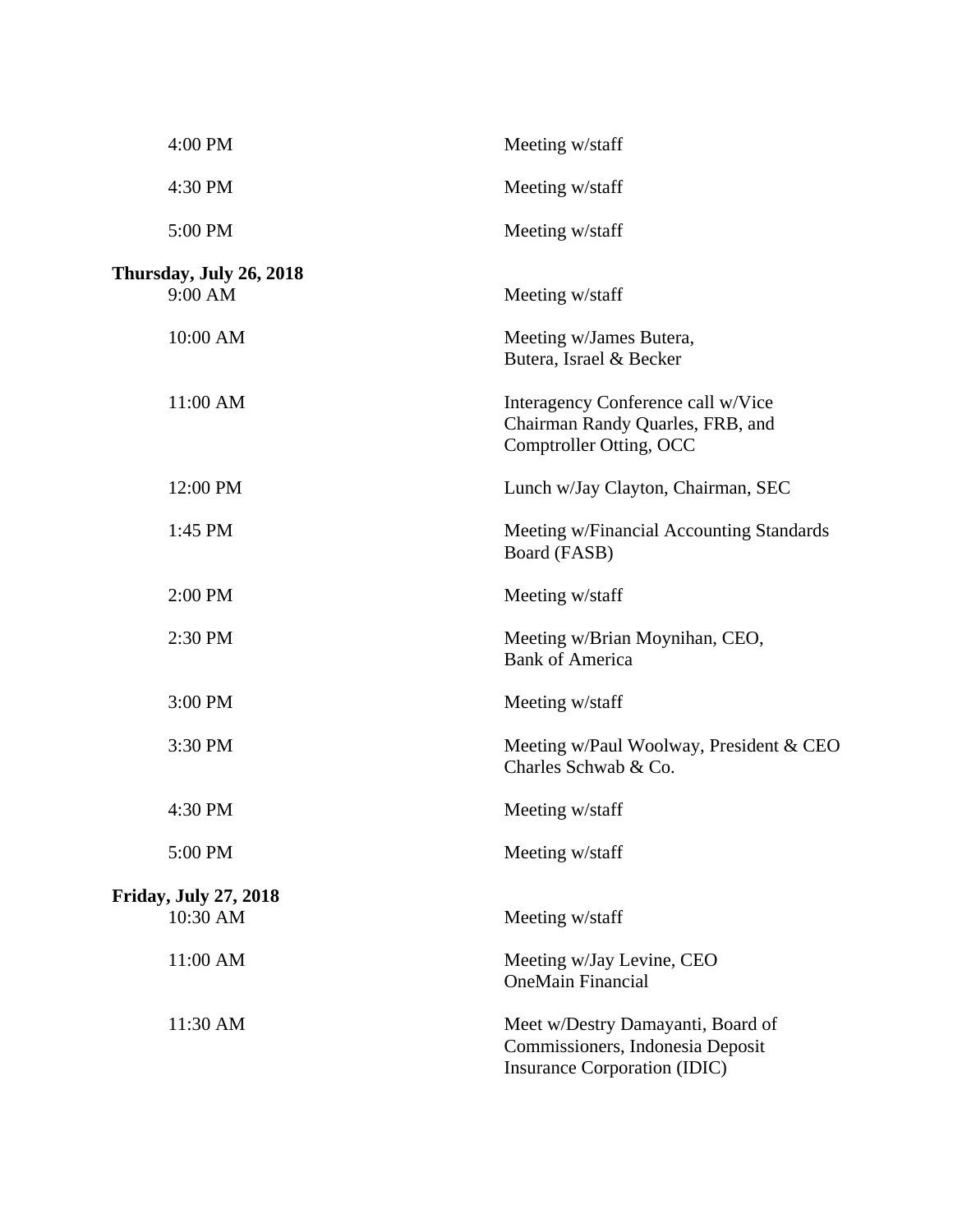| | |
|---|---|
| 4:00 PM | Meeting w/staff |
| 4:30 PM | Meeting w/staff |
| 5:00 PM | Meeting w/staff |

**Thursday, July 26, 2018**

| | |
|---|---|
| 9:00 AM | Meeting w/staff |
| 10:00 AM | Meeting w/James Butera, Butera, Israel & Becker |
| 11:00 AM | Interagency Conference call w/Vice Chairman Randy Quarles, FRB, and Comptroller Otting, OCC |
| 12:00 PM | Lunch w/Jay Clayton, Chairman, SEC |
| 1:45 PM | Meeting w/Financial Accounting Standards Board (FASB) |
| 2:00 PM | Meeting w/staff |
| 2:30 PM | Meeting w/Brian Moynihan, CEO, Bank of America |
| 3:00 PM | Meeting w/staff |
| 3:30 PM | Meeting w/Paul Woolway, President & CEO Charles Schwab & Co. |
| 4:30 PM | Meeting w/staff |
| 5:00 PM | Meeting w/staff |

**Friday, July 27, 2018**

| | |
|---|---|
| 10:30 AM | Meeting w/staff |
| 11:00 AM | Meeting w/Jay Levine, CEO OneMain Financial |
| 11:30 AM | Meet w/Destry Damayanti, Board of Commissioners, Indonesia Deposit Insurance Corporation (IDIC) |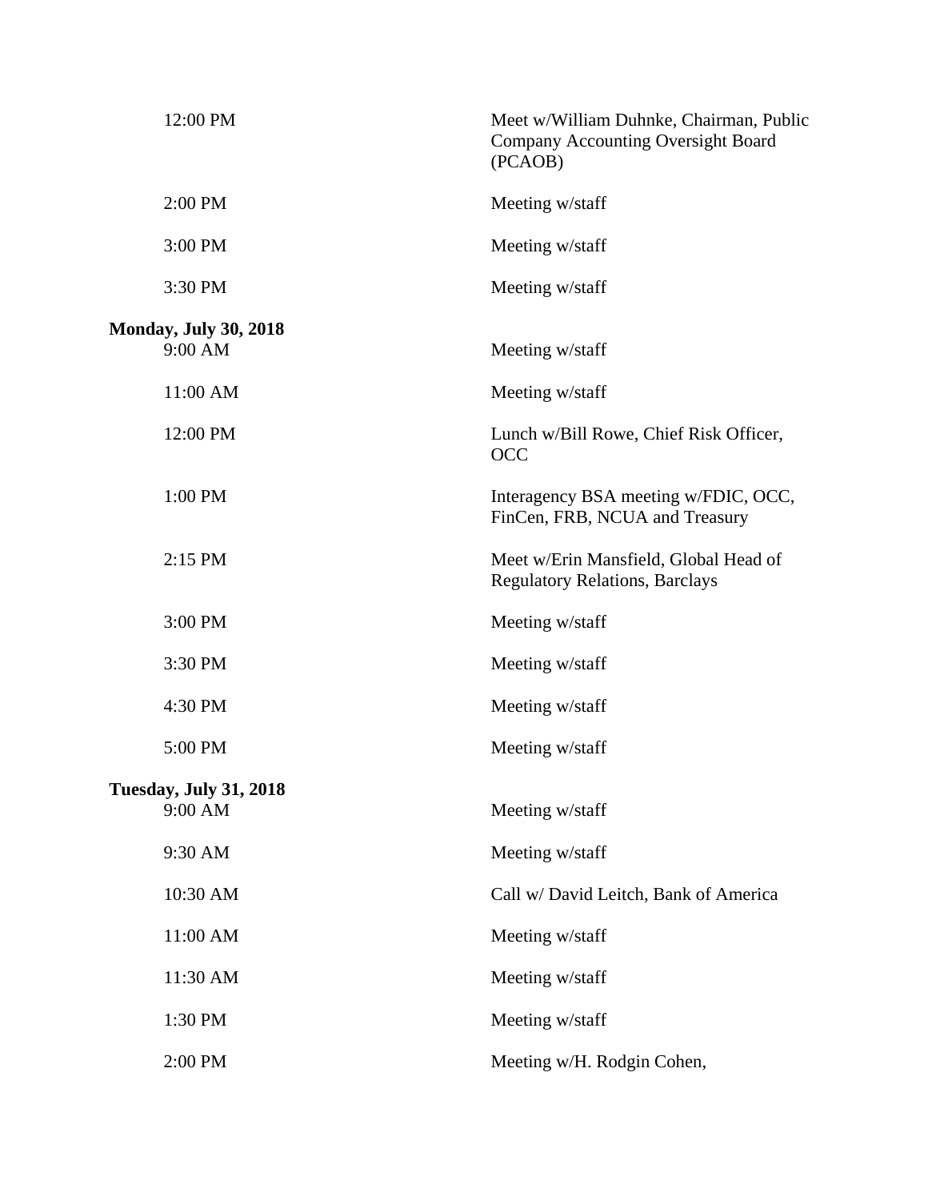| | |
|---|---|
| 12:00 PM | Meet w/William Duhnke, Chairman, Public Company Accounting Oversight Board (PCAOB) |
| 2:00 PM | Meeting w/staff |
| 3:00 PM | Meeting w/staff |
| 3:30 PM | Meeting w/staff |

**Monday, July 30, 2018**

| | |
|---|---|
| 9:00 AM | Meeting w/staff |
| 11:00 AM | Meeting w/staff |
| 12:00 PM | Lunch w/Bill Rowe, Chief Risk Officer, OCC |
| 1:00 PM | Interagency BSA meeting w/FDIC, OCC, FinCen, FRB, NCUA and Treasury |
| 2:15 PM | Meet w/Erin Mansfield, Global Head of Regulatory Relations, Barclays |
| 3:00 PM | Meeting w/staff |
| 3:30 PM | Meeting w/staff |
| 4:30 PM | Meeting w/staff |
| 5:00 PM | Meeting w/staff |

**Tuesday, July 31, 2018**

| | |
|---|---|
| 9:00 AM | Meeting w/staff |
| 9:30 AM | Meeting w/staff |
| 10:30 AM | Call w/ David Leitch, Bank of America |
| 11:00 AM | Meeting w/staff |
| 11:30 AM | Meeting w/staff |
| 1:30 PM | Meeting w/staff |
| 2:00 PM | Meeting w/H. Rodgin Cohen, |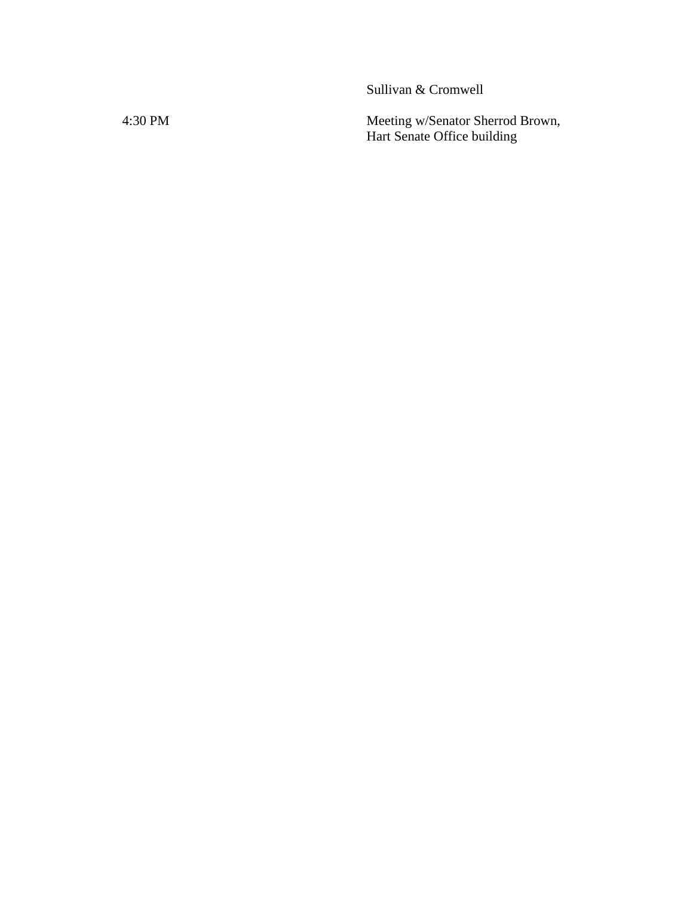| | |
|---|---|
| | Sullivan & Cromwell |
| 4:30 PM | Meeting w/Senator Sherrod Brown, Hart Senate Office building |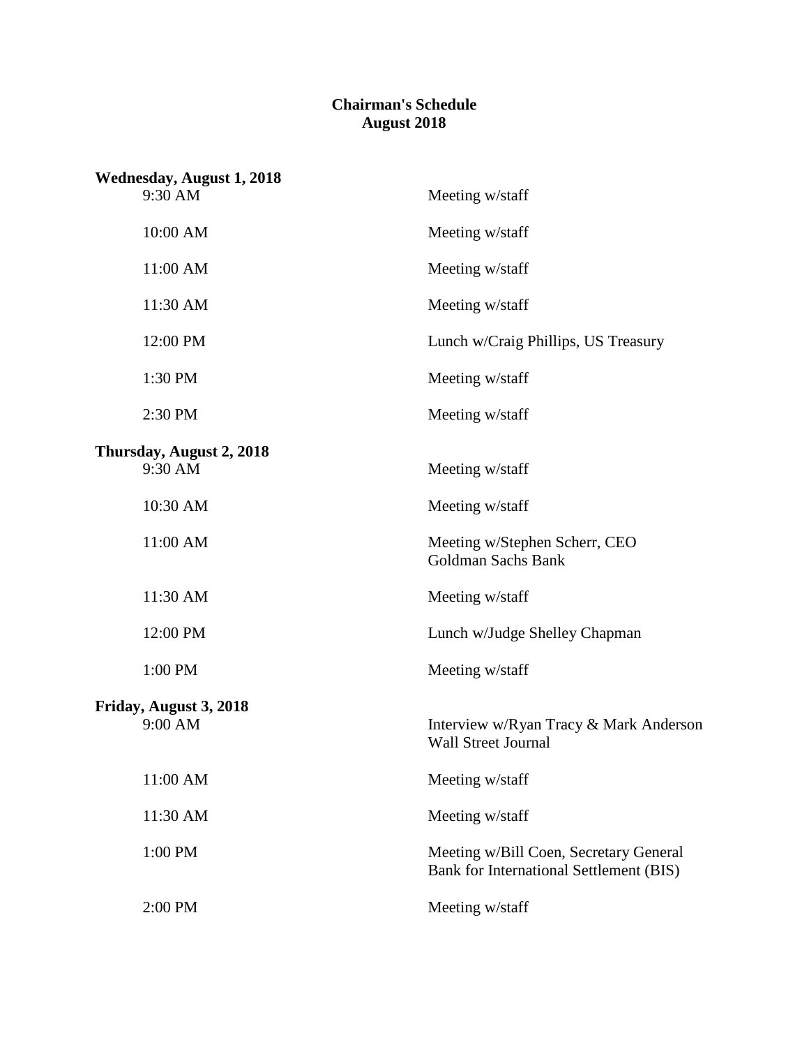**Chairman's Schedule**
**August 2018**

**Wednesday, August 1, 2018**

| | |
|---|---|
| 9:30 AM | Meeting w/staff |
| 10:00 AM | Meeting w/staff |
| 11:00 AM | Meeting w/staff |
| 11:30 AM | Meeting w/staff |
| 12:00 PM | Lunch w/Craig Phillips, US Treasury |
| 1:30 PM | Meeting w/staff |
| 2:30 PM | Meeting w/staff |

**Thursday, August 2, 2018**

| | |
|---|---|
| 9:30 AM | Meeting w/staff |
| 10:30 AM | Meeting w/staff |
| 11:00 AM | Meeting w/Stephen Scherr, CEO Goldman Sachs Bank |
| 11:30 AM | Meeting w/staff |
| 12:00 PM | Lunch w/Judge Shelley Chapman |
| 1:00 PM | Meeting w/staff |

**Friday, August 3, 2018**

| | |
|---|---|
| 9:00 AM | Interview w/Ryan Tracy & Mark Anderson Wall Street Journal |
| 11:00 AM | Meeting w/staff |
| 11:30 AM | Meeting w/staff |
| 1:00 PM | Meeting w/Bill Coen, Secretary General Bank for International Settlement (BIS) |
| 2:00 PM | Meeting w/staff |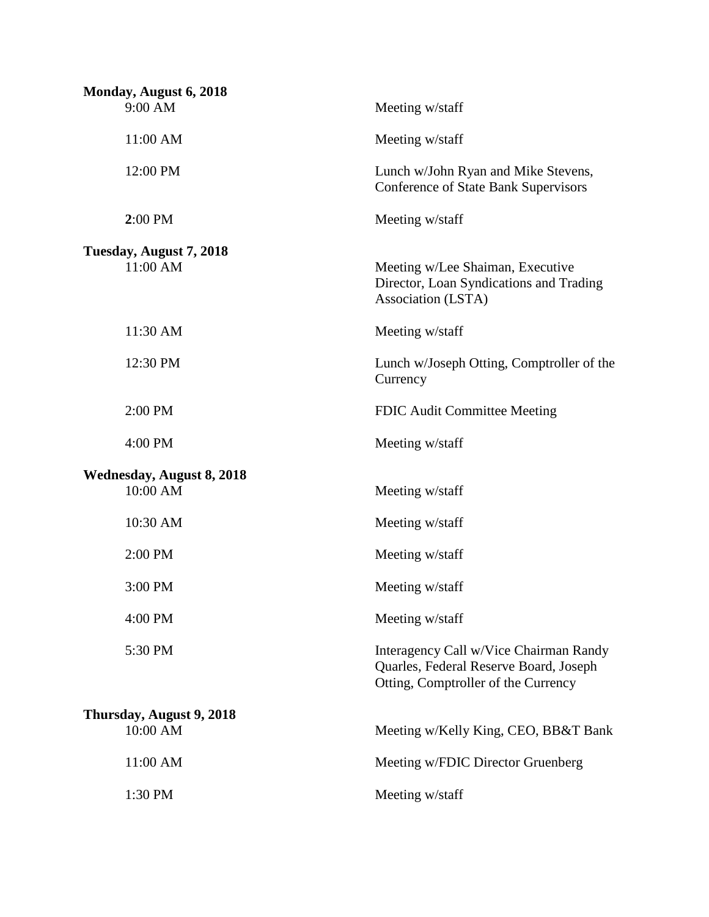**Monday, August 6, 2018**

| | |
|---|---|
| 9:00 AM | Meeting w/staff |
| 11:00 AM | Meeting w/staff |
| 12:00 PM | Lunch w/John Ryan and Mike Stevens, Conference of State Bank Supervisors |
| **2**:00 PM | Meeting w/staff |

**Tuesday, August 7, 2018**

| | |
|---|---|
| 11:00 AM | Meeting w/Lee Shaiman, Executive Director, Loan Syndications and Trading Association (LSTA) |
| 11:30 AM | Meeting w/staff |
| 12:30 PM | Lunch w/Joseph Otting, Comptroller of the Currency |
| 2:00 PM | FDIC Audit Committee Meeting |
| 4:00 PM | Meeting w/staff |

**Wednesday, August 8, 2018**

| | |
|---|---|
| 10:00 AM | Meeting w/staff |
| 10:30 AM | Meeting w/staff |
| 2:00 PM | Meeting w/staff |
| 3:00 PM | Meeting w/staff |
| 4:00 PM | Meeting w/staff |
| 5:30 PM | Interagency Call w/Vice Chairman Randy Quarles, Federal Reserve Board, Joseph Otting, Comptroller of the Currency |

**Thursday, August 9, 2018**

| | |
|---|---|
| 10:00 AM | Meeting w/Kelly King, CEO, BB&T Bank |
| 11:00 AM | Meeting w/FDIC Director Gruenberg |
| 1:30 PM | Meeting w/staff |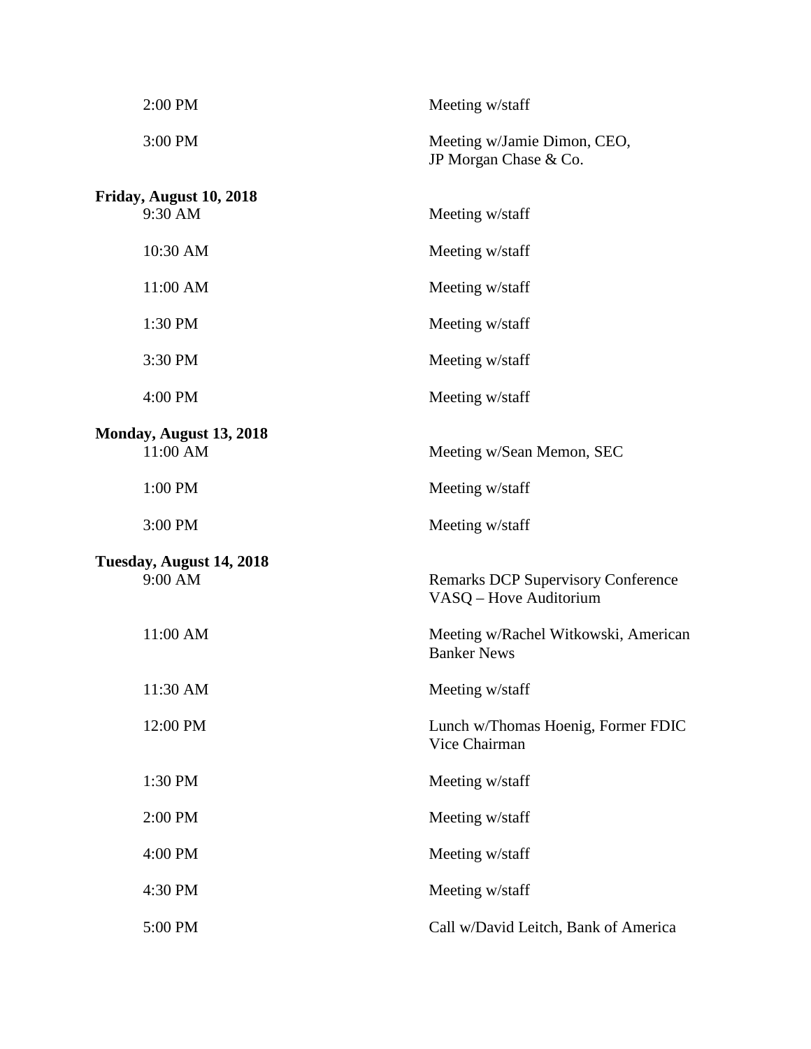2:00 PM Meeting w/staff

3:00 PM Meeting w/Jamie Dimon, CEO, JP Morgan Chase & Co.

**Friday, August 10, 2018**

9:30 AM Meeting w/staff

10:30 AM Meeting w/staff

11:00 AM Meeting w/staff

1:30 PM Meeting w/staff

3:30 PM Meeting w/staff

4:00 PM Meeting w/staff

**Monday, August 13, 2018**

11:00 AM Meeting w/Sean Memon, SEC

1:00 PM Meeting w/staff

3:00 PM Meeting w/staff

**Tuesday, August 14, 2018**

9:00 AM Remarks DCP Supervisory Conference VASQ – Hove Auditorium

11:00 AM Meeting w/Rachel Witkowski, American Banker News

11:30 AM Meeting w/staff

12:00 PM Lunch w/Thomas Hoenig, Former FDIC Vice Chairman

1:30 PM Meeting w/staff

2:00 PM Meeting w/staff

4:00 PM Meeting w/staff

4:30 PM Meeting w/staff

5:00 PM Call w/David Leitch, Bank of America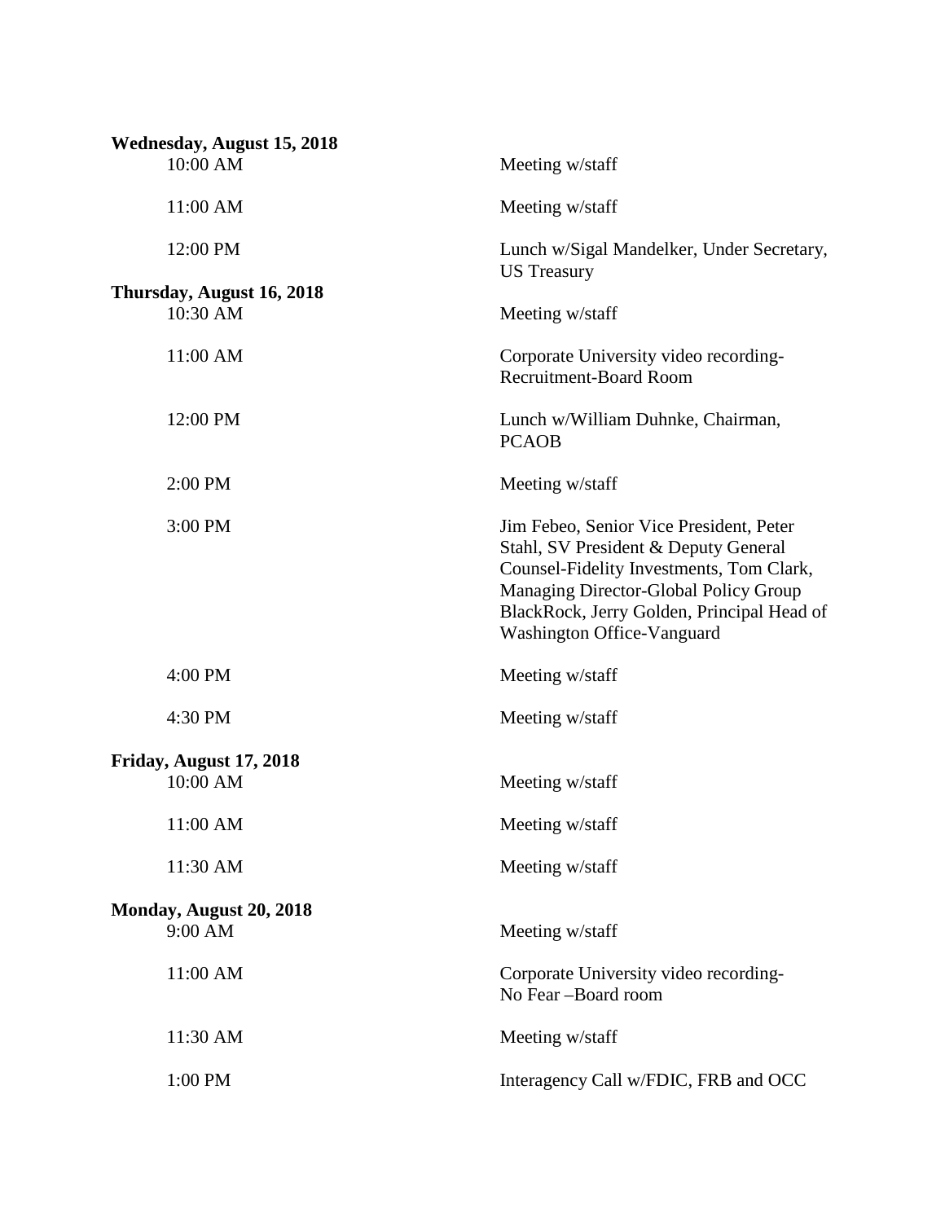**Wednesday, August 15, 2018**

| | |
|---|---|
| 10:00 AM | Meeting w/staff |
| 11:00 AM | Meeting w/staff |
| 12:00 PM | Lunch w/Sigal Mandelker, Under Secretary, US Treasury |

**Thursday, August 16, 2018**

| | |
|---|---|
| 10:30 AM | Meeting w/staff |
| 11:00 AM | Corporate University video recording-Recruitment-Board Room |
| 12:00 PM | Lunch w/William Duhnke, Chairman, PCAOB |
| 2:00 PM | Meeting w/staff |
| 3:00 PM | Jim Febeo, Senior Vice President, Peter Stahl, SV President & Deputy General Counsel-Fidelity Investments, Tom Clark, Managing Director-Global Policy Group BlackRock, Jerry Golden, Principal Head of Washington Office-Vanguard |
| 4:00 PM | Meeting w/staff |
| 4:30 PM | Meeting w/staff |

**Friday, August 17, 2018**

| | |
|---|---|
| 10:00 AM | Meeting w/staff |
| 11:00 AM | Meeting w/staff |
| 11:30 AM | Meeting w/staff |

**Monday, August 20, 2018**

| | |
|---|---|
| 9:00 AM | Meeting w/staff |
| 11:00 AM | Corporate University video recording-No Fear –Board room |
| 11:30 AM | Meeting w/staff |
| 1:00 PM | Interagency Call w/FDIC, FRB and OCC |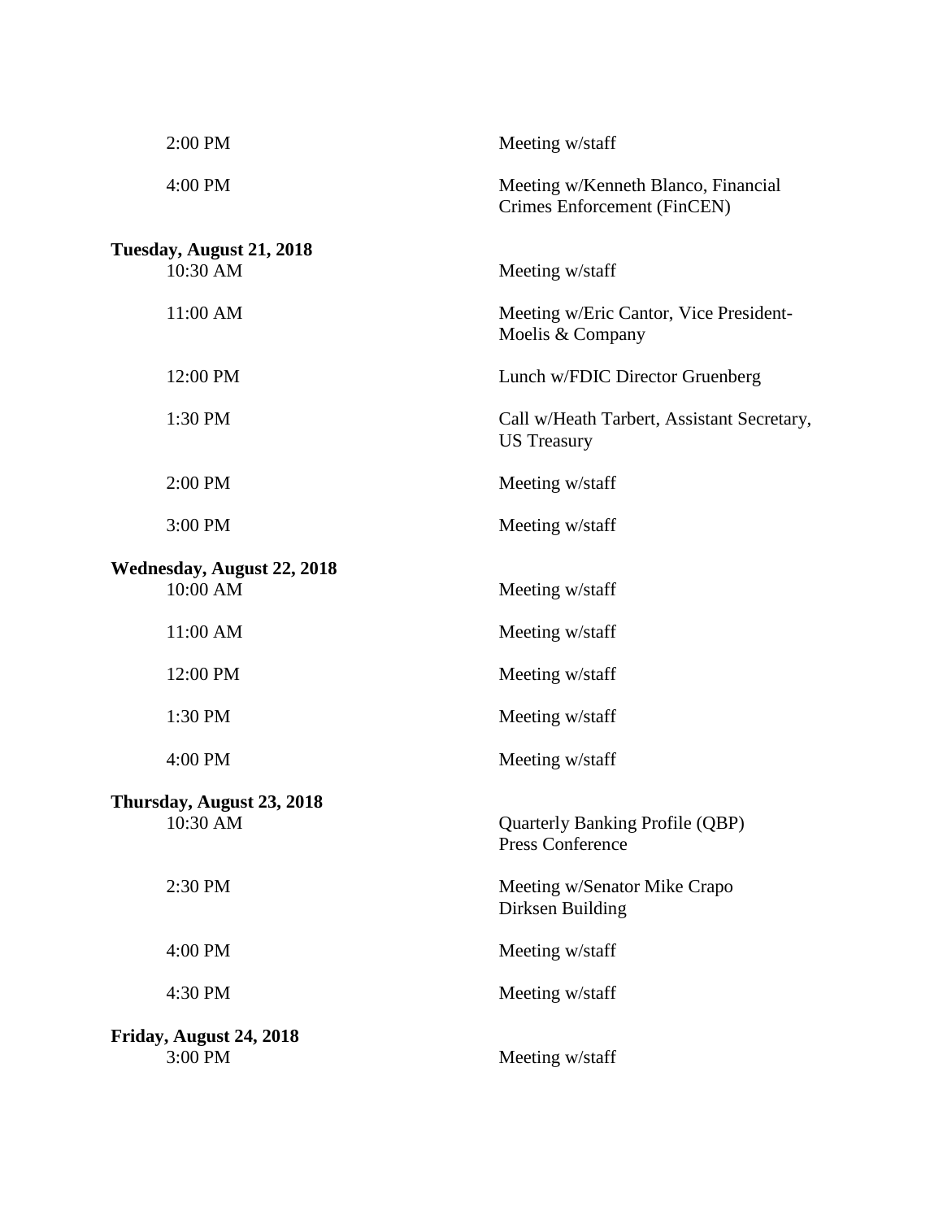| | |
|---|---|
| 2:00 PM | Meeting w/staff |
| 4:00 PM | Meeting w/Kenneth Blanco, Financial Crimes Enforcement (FinCEN) |

**Tuesday, August 21, 2018**

| | |
|---|---|
| 10:30 AM | Meeting w/staff |
| 11:00 AM | Meeting w/Eric Cantor, Vice President- Moelis & Company |
| 12:00 PM | Lunch w/FDIC Director Gruenberg |
| 1:30 PM | Call w/Heath Tarbert, Assistant Secretary, US Treasury |
| 2:00 PM | Meeting w/staff |
| 3:00 PM | Meeting w/staff |

**Wednesday, August 22, 2018**

| | |
|---|---|
| 10:00 AM | Meeting w/staff |
| 11:00 AM | Meeting w/staff |
| 12:00 PM | Meeting w/staff |
| 1:30 PM | Meeting w/staff |
| 4:00 PM | Meeting w/staff |

**Thursday, August 23, 2018**

| | |
|---|---|
| 10:30 AM | Quarterly Banking Profile (QBP) Press Conference |
| 2:30 PM | Meeting w/Senator Mike Crapo Dirksen Building |
| 4:00 PM | Meeting w/staff |
| 4:30 PM | Meeting w/staff |

**Friday, August 24, 2018**

| | |
|---|---|
| 3:00 PM | Meeting w/staff |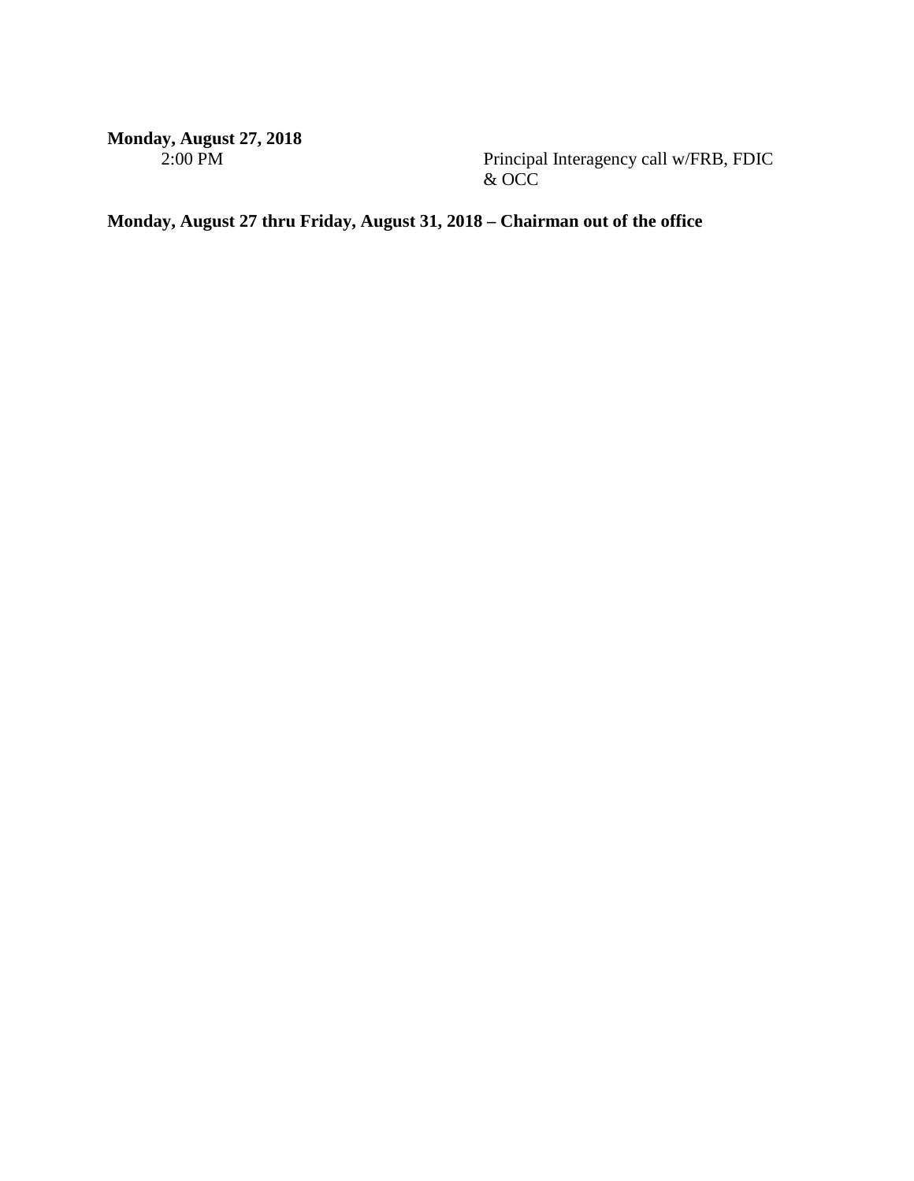**Monday, August 27, 2018**

| | |
|---|---|
| 2:00 PM | Principal Interagency call w/FRB, FDIC & OCC |

**Monday, August 27 thru Friday, August 31, 2018 – Chairman out of the office**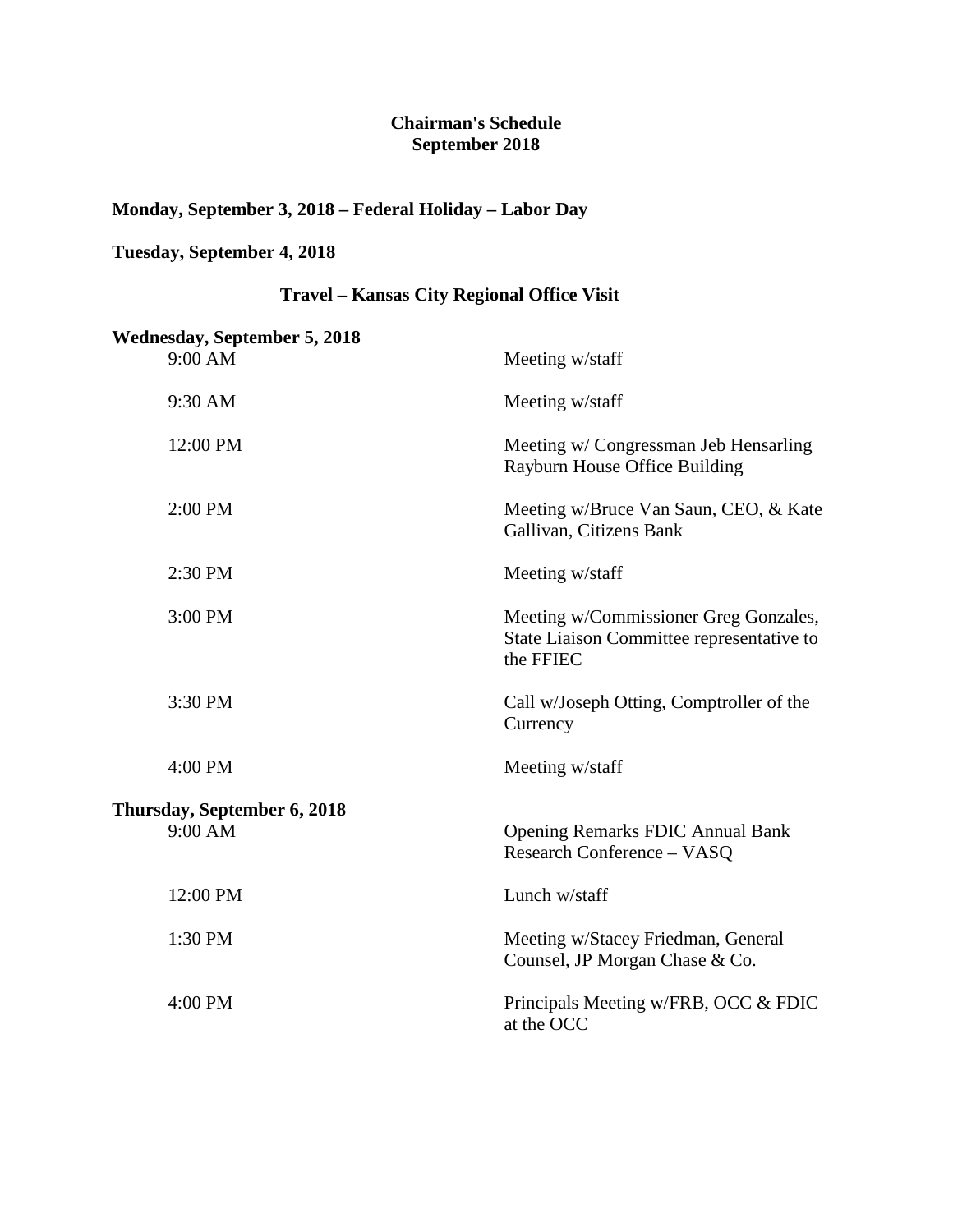**Chairman's Schedule**
**September 2018**

**Monday, September 3, 2018 – Federal Holiday – Labor Day**

**Tuesday, September 4, 2018**

**Travel – Kansas City Regional Office Visit**

**Wednesday, September 5, 2018**

| | |
|---|---|
| 9:00 AM | Meeting w/staff |
| 9:30 AM | Meeting w/staff |
| 12:00 PM | Meeting w/ Congressman Jeb Hensarling Rayburn House Office Building |
| 2:00 PM | Meeting w/Bruce Van Saun, CEO, & Kate Gallivan, Citizens Bank |
| 2:30 PM | Meeting w/staff |
| 3:00 PM | Meeting w/Commissioner Greg Gonzales, State Liaison Committee representative to the FFIEC |
| 3:30 PM | Call w/Joseph Otting, Comptroller of the Currency |
| 4:00 PM | Meeting w/staff |

**Thursday, September 6, 2018**

| | |
|---|---|
| 9:00 AM | Opening Remarks FDIC Annual Bank Research Conference – VASQ |
| 12:00 PM | Lunch w/staff |
| 1:30 PM | Meeting w/Stacey Friedman, General Counsel, JP Morgan Chase & Co. |
| 4:00 PM | Principals Meeting w/FRB, OCC & FDIC at the OCC |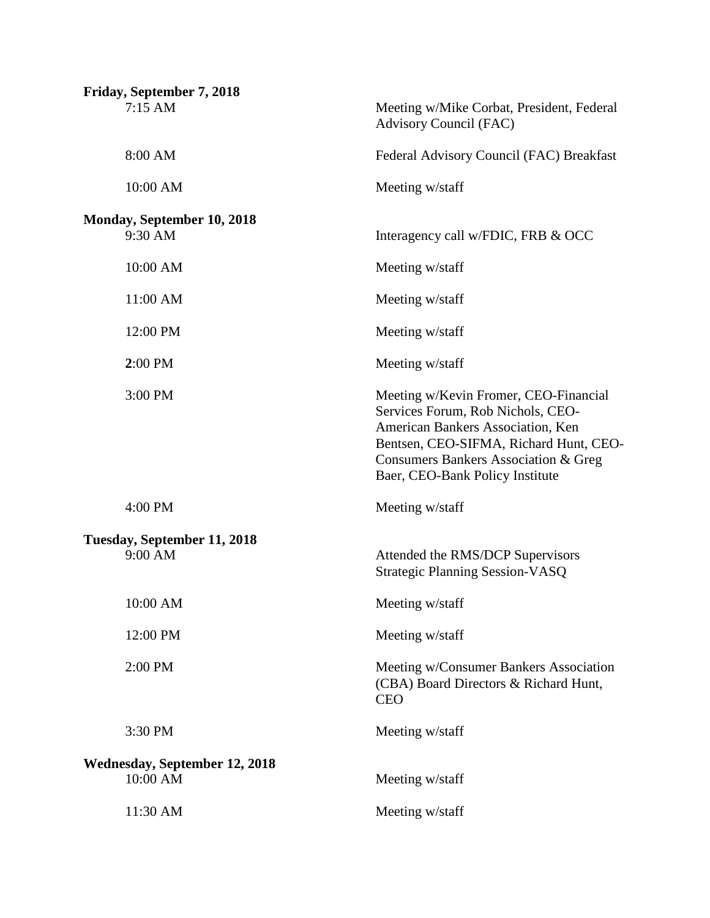**Friday, September 7, 2018**

| | |
|---|---|
| 7:15 AM | Meeting w/Mike Corbat, President, Federal Advisory Council (FAC) |
| 8:00 AM | Federal Advisory Council (FAC) Breakfast |
| 10:00 AM | Meeting w/staff |

**Monday, September 10, 2018**

| | |
|---|---|
| 9:30 AM | Interagency call w/FDIC, FRB & OCC |
| 10:00 AM | Meeting w/staff |
| 11:00 AM | Meeting w/staff |
| 12:00 PM | Meeting w/staff |
| **2**:00 PM | Meeting w/staff |
| 3:00 PM | Meeting w/Kevin Fromer, CEO-Financial Services Forum, Rob Nichols, CEO-American Bankers Association, Ken Bentsen, CEO-SIFMA, Richard Hunt, CEO-Consumers Bankers Association & Greg Baer, CEO-Bank Policy Institute |
| 4:00 PM | Meeting w/staff |

**Tuesday, September 11, 2018**

| | |
|---|---|
| 9:00 AM | Attended the RMS/DCP Supervisors Strategic Planning Session-VASQ |
| 10:00 AM | Meeting w/staff |
| 12:00 PM | Meeting w/staff |
| 2:00 PM | Meeting w/Consumer Bankers Association (CBA) Board Directors & Richard Hunt, CEO |
| 3:30 PM | Meeting w/staff |

**Wednesday, September 12, 2018**

| | |
|---|---|
| 10:00 AM | Meeting w/staff |
| 11:30 AM | Meeting w/staff |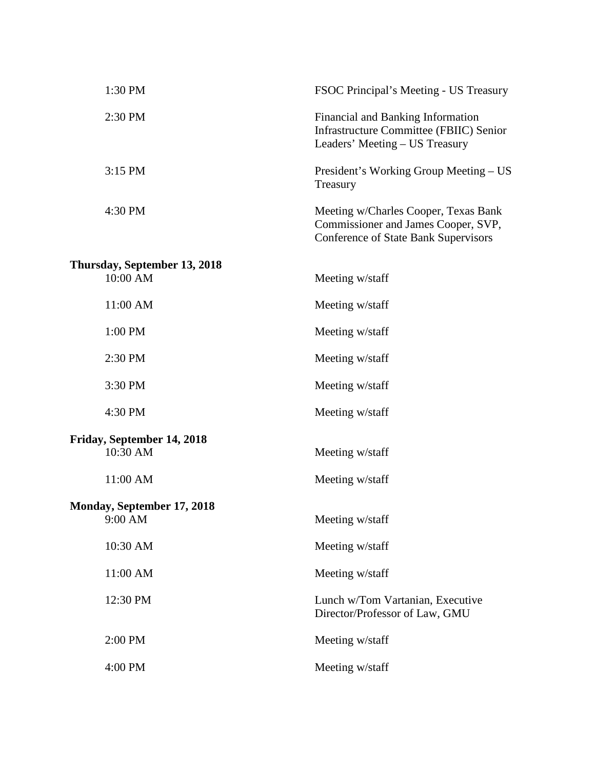| | |
|---|---|
| 1:30 PM | FSOC Principal’s Meeting - US Treasury |
| 2:30 PM | Financial and Banking Information Infrastructure Committee (FBIIC) Senior Leaders’ Meeting – US Treasury |
| 3:15 PM | President’s Working Group Meeting – US Treasury |
| 4:30 PM | Meeting w/Charles Cooper, Texas Bank Commissioner and James Cooper, SVP, Conference of State Bank Supervisors |

**Thursday, September 13, 2018**

| | |
|---|---|
| 10:00 AM | Meeting w/staff |
| 11:00 AM | Meeting w/staff |
| 1:00 PM | Meeting w/staff |
| 2:30 PM | Meeting w/staff |
| 3:30 PM | Meeting w/staff |
| 4:30 PM | Meeting w/staff |

**Friday, September 14, 2018**

| | |
|---|---|
| 10:30 AM | Meeting w/staff |
| 11:00 AM | Meeting w/staff |

**Monday, September 17, 2018**

| | |
|---|---|
| 9:00 AM | Meeting w/staff |
| 10:30 AM | Meeting w/staff |
| 11:00 AM | Meeting w/staff |
| 12:30 PM | Lunch w/Tom Vartanian, Executive Director/Professor of Law, GMU |
| 2:00 PM | Meeting w/staff |
| 4:00 PM | Meeting w/staff |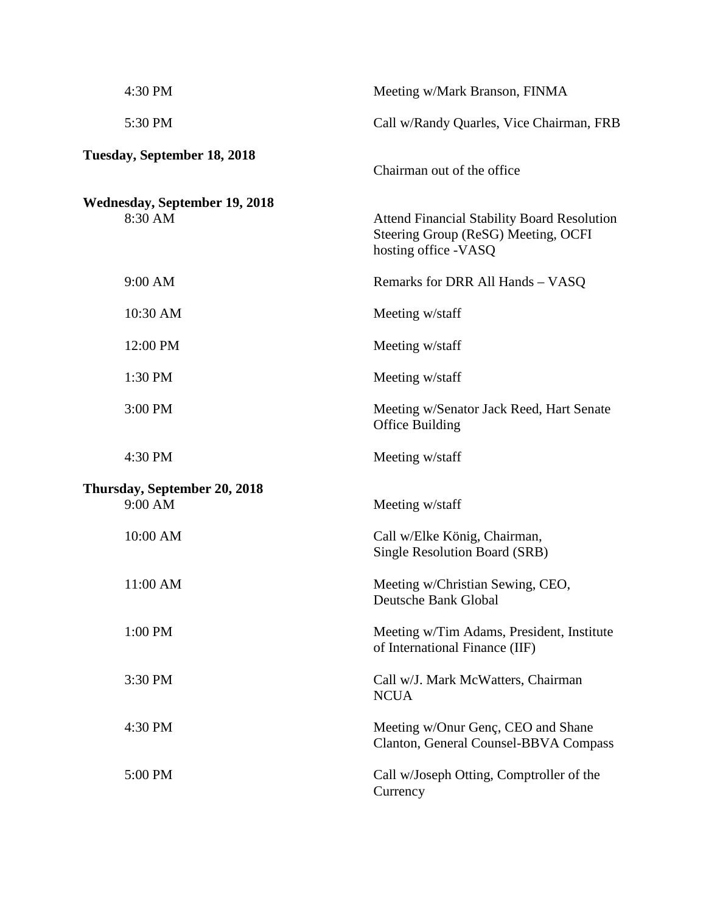| | |
|---|---|
| 4:30 PM | Meeting w/Mark Branson, FINMA |
| 5:30 PM | Call w/Randy Quarles, Vice Chairman, FRB |

**Tuesday, September 18, 2018**

| | |
|---|---|
| | Chairman out of the office |

**Wednesday, September 19, 2018**

| | |
|---|---|
| 8:30 AM | Attend Financial Stability Board Resolution Steering Group (ReSG) Meeting, OCFI hosting office -VASQ |
| 9:00 AM | Remarks for DRR All Hands – VASQ |
| 10:30 AM | Meeting w/staff |
| 12:00 PM | Meeting w/staff |
| 1:30 PM | Meeting w/staff |
| 3:00 PM | Meeting w/Senator Jack Reed, Hart Senate Office Building |
| 4:30 PM | Meeting w/staff |

**Thursday, September 20, 2018**

| | |
|---|---|
| 9:00 AM | Meeting w/staff |
| 10:00 AM | Call w/Elke König, Chairman, Single Resolution Board (SRB) |
| 11:00 AM | Meeting w/Christian Sewing, CEO, Deutsche Bank Global |
| 1:00 PM | Meeting w/Tim Adams, President, Institute of International Finance (IIF) |
| 3:30 PM | Call w/J. Mark McWatters, Chairman NCUA |
| 4:30 PM | Meeting w/Onur Genç, CEO and Shane Clanton, General Counsel-BBVA Compass |
| 5:00 PM | Call w/Joseph Otting, Comptroller of the Currency |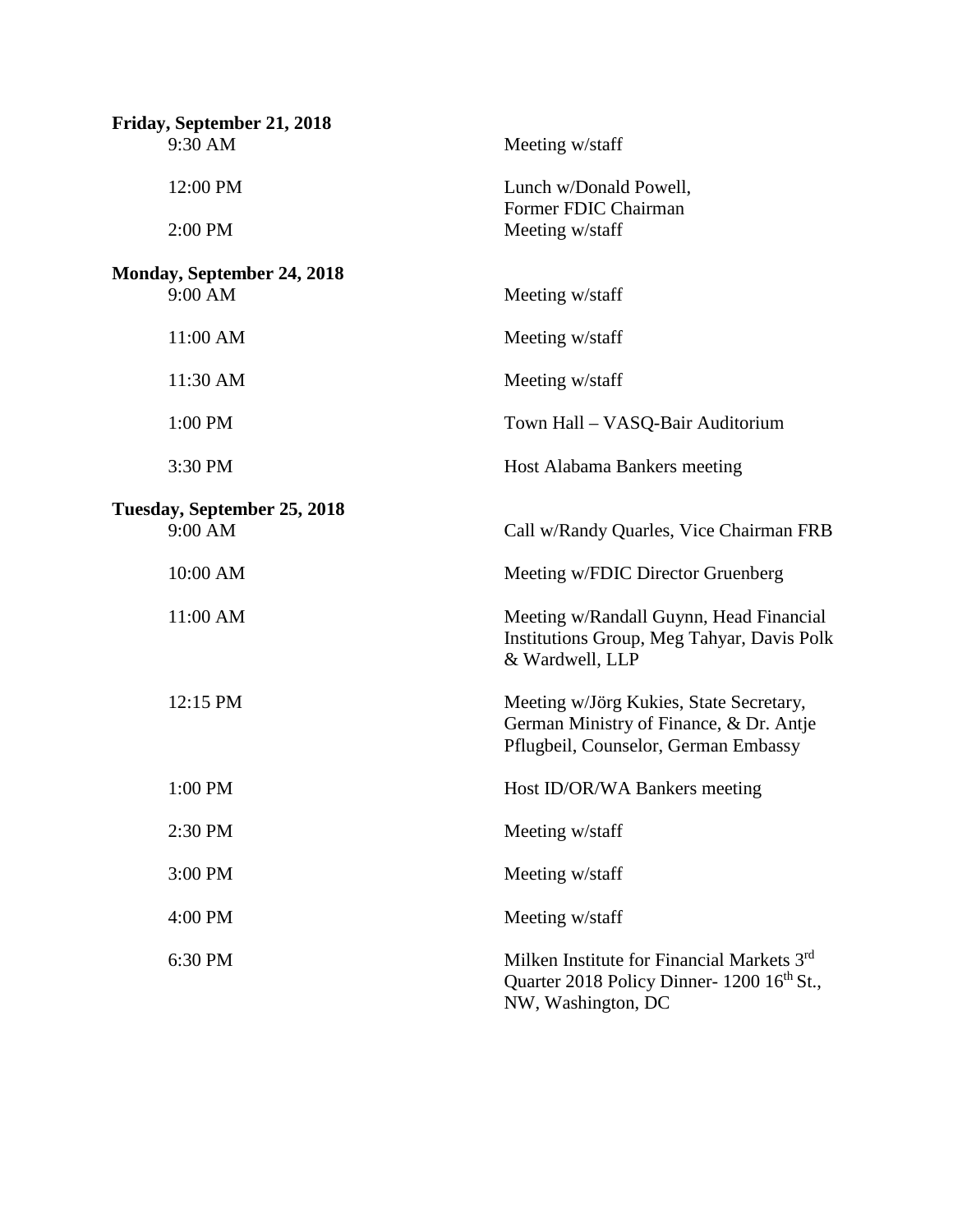**Friday, September 21, 2018**

| | |
|---|---|
| 9:30 AM | Meeting w/staff |
| 12:00 PM | Lunch w/Donald Powell, Former FDIC Chairman |
| 2:00 PM | Meeting w/staff |

**Monday, September 24, 2018**

| | |
|---|---|
| 9:00 AM | Meeting w/staff |
| 11:00 AM | Meeting w/staff |
| 11:30 AM | Meeting w/staff |
| 1:00 PM | Town Hall – VASQ-Bair Auditorium |
| 3:30 PM | Host Alabama Bankers meeting |

**Tuesday, September 25, 2018**

| | |
|---|---|
| 9:00 AM | Call w/Randy Quarles, Vice Chairman FRB |
| 10:00 AM | Meeting w/FDIC Director Gruenberg |
| 11:00 AM | Meeting w/Randall Guynn, Head Financial Institutions Group, Meg Tahyar, Davis Polk & Wardwell, LLP |
| 12:15 PM | Meeting w/Jörg Kukies, State Secretary, German Ministry of Finance, & Dr. Antje Pflugbeil, Counselor, German Embassy |
| 1:00 PM | Host ID/OR/WA Bankers meeting |
| 2:30 PM | Meeting w/staff |
| 3:00 PM | Meeting w/staff |
| 4:00 PM | Meeting w/staff |
| 6:30 PM | Milken Institute for Financial Markets 3rd Quarter 2018 Policy Dinner- 1200 16th St., NW, Washington, DC |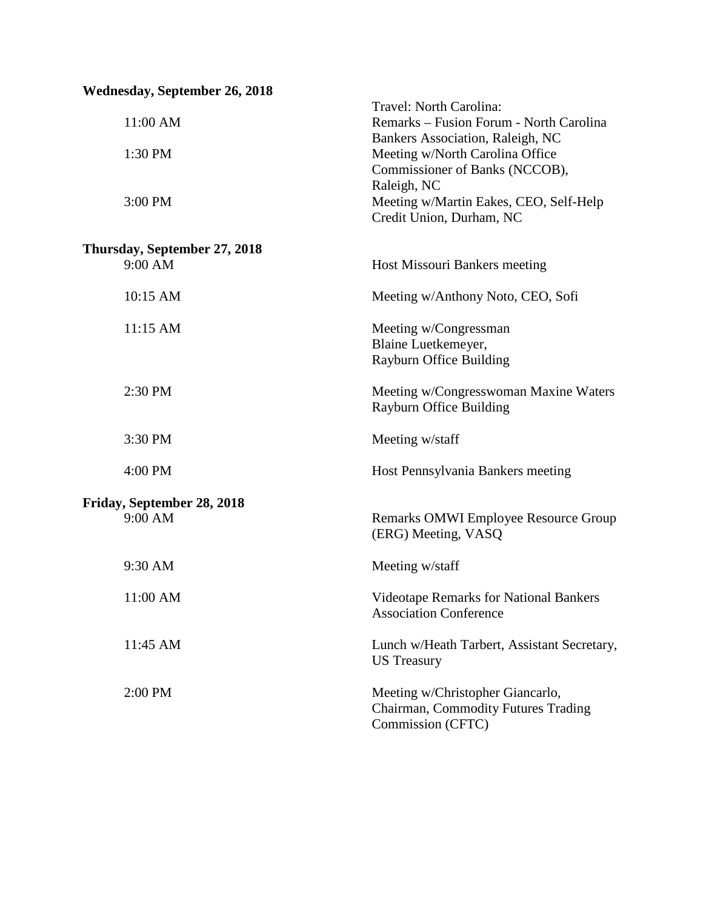**Wednesday, September 26, 2018**

| | |
|---|---|
| | Travel: North Carolina: |
| 11:00 AM | Remarks – Fusion Forum - North Carolina Bankers Association, Raleigh, NC |
| 1:30 PM | Meeting w/North Carolina Office Commissioner of Banks (NCCOB), Raleigh, NC |
| 3:00 PM | Meeting w/Martin Eakes, CEO, Self-Help Credit Union, Durham, NC |

**Thursday, September 27, 2018**

| | |
|---|---|
| 9:00 AM | Host Missouri Bankers meeting |
| 10:15 AM | Meeting w/Anthony Noto, CEO, Sofi |
| 11:15 AM | Meeting w/Congressman Blaine Luetkemeyer, Rayburn Office Building |
| 2:30 PM | Meeting w/Congresswoman Maxine Waters Rayburn Office Building |
| 3:30 PM | Meeting w/staff |
| 4:00 PM | Host Pennsylvania Bankers meeting |

**Friday, September 28, 2018**

| | |
|---|---|
| 9:00 AM | Remarks OMWI Employee Resource Group (ERG) Meeting, VASQ |
| 9:30 AM | Meeting w/staff |
| 11:00 AM | Videotape Remarks for National Bankers Association Conference |
| 11:45 AM | Lunch w/Heath Tarbert, Assistant Secretary, US Treasury |
| 2:00 PM | Meeting w/Christopher Giancarlo, Chairman, Commodity Futures Trading Commission (CFTC) |